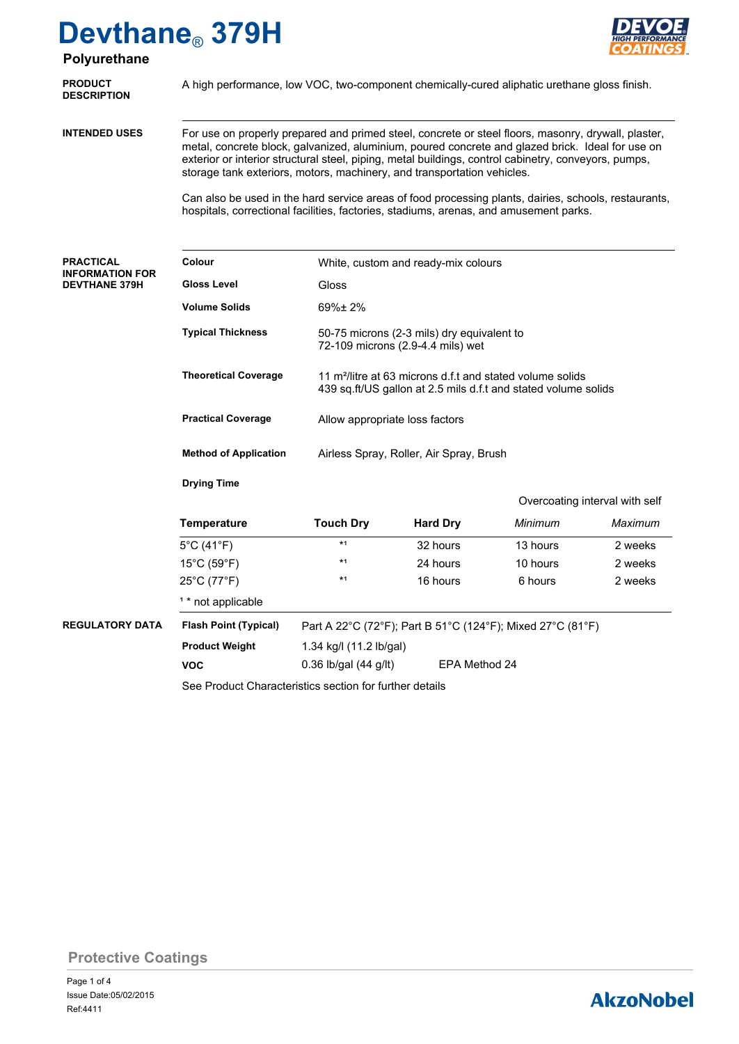# Devthane® 379H

## Polyurethane

**PRODUCT DESCRIPTION**

A high performance, low VOC, two-component chemically-cured aliphatic urethane gloss finish.

**INTENDED USES**

For use on properly prepared and primed steel, concrete or steel floors, masonry, drywall, plaster, metal, concrete block, galvanized, aluminium, poured concrete and glazed brick. Ideal for use on exterior or interior structural steel, piping, metal buildings, control cabinetry, conveyors, pumps, storage tank exteriors, motors, machinery, and transportation vehicles.

Can also be used in the hard service areas of food processing plants, dairies, schools, restaurants, hospitals, correctional facilities, factories, stadiums, arenas, and amusement parks.

**PRACTICAL INFORMATION FOR DEVTHANE 379H**

| | |
|---|---|
| **Colour** | White, custom and ready-mix colours |
| **Gloss Level** | Gloss |
| **Volume Solids** | 69%± 2% |
| **Typical Thickness** | 50-75 microns (2-3 mils) dry equivalent to 72-109 microns (2.9-4.4 mils) wet |
| **Theoretical Coverage** | 11 m²/litre at 63 microns d.f.t and stated volume solids<br>439 sq.ft/US gallon at 2.5 mils d.f.t and stated volume solids |
| **Practical Coverage** | Allow appropriate loss factors |
| **Method of Application** | Airless Spray, Roller, Air Spray, Brush |

**Drying Time**

| | | | Overcoating interval with self | |
|---|---|---|---|---|
| **Temperature** | **Touch Dry** | **Hard Dry** | *Minimum* | *Maximum* |
| 5°C (41°F) | *[1] | 32 hours | 13 hours | 2 weeks |
| 15°C (59°F) | *[1] | 24 hours | 10 hours | 2 weeks |
| 25°C (77°F) | *[1] | 16 hours | 6 hours | 2 weeks |

[1] * not applicable

**REGULATORY DATA**

| | | |
|---|---|---|
| **Flash Point (Typical)** | Part A 22°C (72°F); Part B 51°C (124°F); Mixed 27°C (81°F) | |
| **Product Weight** | 1.34 kg/l (11.2 lb/gal) | |
| **VOC** | 0.36 lb/gal (44 g/lt) | EPA Method 24 |

See Product Characteristics section for further details

Protective Coatings

Issue Date:05/02/2015

Ref:4411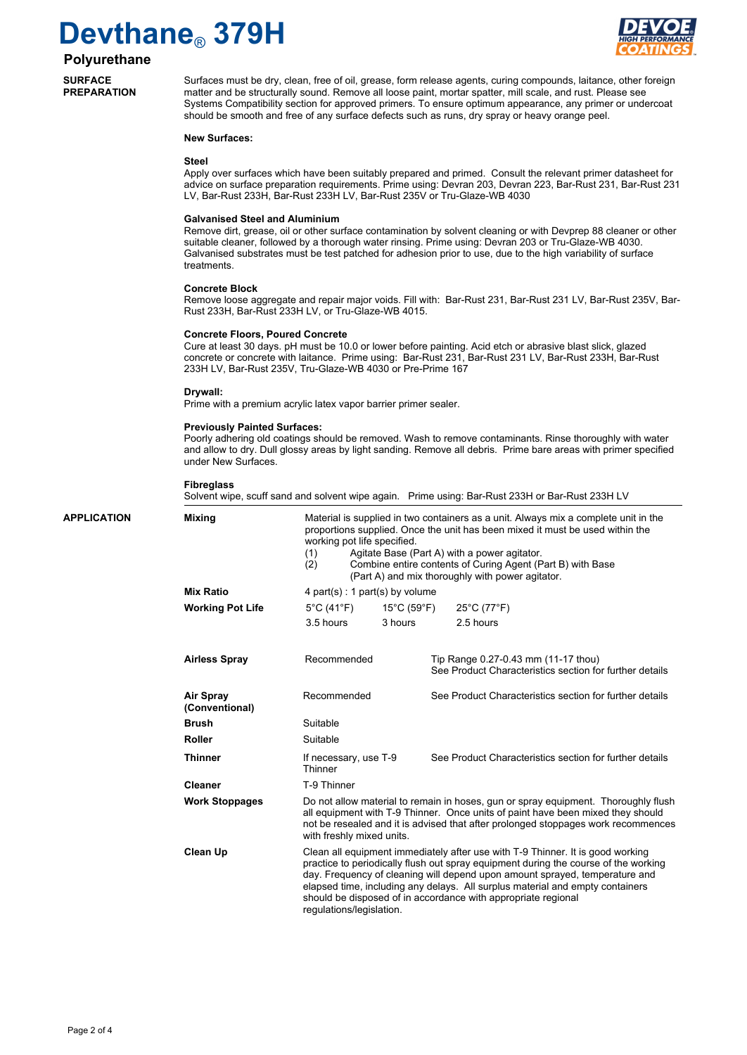# Devthane® 379H

## Polyurethane

## SURFACE PREPARATION

Surfaces must be dry, clean, free of oil, grease, form release agents, curing compounds, laitance, other foreign matter and be structurally sound. Remove all loose paint, mortar spatter, mill scale, and rust. Please see Systems Compatibility section for approved primers. To ensure optimum appearance, any primer or undercoat should be smooth and free of any surface defects such as runs, dry spray or heavy orange peel.

**New Surfaces:**

**Steel**
Apply over surfaces which have been suitably prepared and primed. Consult the relevant primer datasheet for advice on surface preparation requirements. Prime using: Devran 203, Devran 223, Bar-Rust 231, Bar-Rust 231 LV, Bar-Rust 233H, Bar-Rust 233H LV, Bar-Rust 235V or Tru-Glaze-WB 4030

**Galvanised Steel and Aluminium**
Remove dirt, grease, oil or other surface contamination by solvent cleaning or with Devprep 88 cleaner or other suitable cleaner, followed by a thorough water rinsing. Prime using: Devran 203 or Tru-Glaze-WB 4030. Galvanised substrates must be test patched for adhesion prior to use, due to the high variability of surface treatments.

**Concrete Block**
Remove loose aggregate and repair major voids. Fill with: Bar-Rust 231, Bar-Rust 231 LV, Bar-Rust 235V, Bar-Rust 233H, Bar-Rust 233H LV, or Tru-Glaze-WB 4015.

**Concrete Floors, Poured Concrete**
Cure at least 30 days. pH must be 10.0 or lower before painting. Acid etch or abrasive blast slick, glazed concrete or concrete with laitance. Prime using: Bar-Rust 231, Bar-Rust 231 LV, Bar-Rust 233H, Bar-Rust 233H LV, Bar-Rust 235V, Tru-Glaze-WB 4030 or Pre-Prime 167

**Drywall:**
Prime with a premium acrylic latex vapor barrier primer sealer.

**Previously Painted Surfaces:**
Poorly adhering old coatings should be removed. Wash to remove contaminants. Rinse thoroughly with water and allow to dry. Dull glossy areas by light sanding. Remove all debris. Prime bare areas with primer specified under New Surfaces.

**Fibreglass**
Solvent wipe, scuff sand and solvent wipe again. Prime using: Bar-Rust 233H or Bar-Rust 233H LV

## APPLICATION

**Mixing**

Material is supplied in two containers as a unit. Always mix a complete unit in the proportions supplied. Once the unit has been mixed it must be used within the working pot life specified.

(1) Agitate Base (Part A) with a power agitator.
(2) Combine entire contents of Curing Agent (Part B) with Base (Part A) and mix thoroughly with power agitator.

**Mix Ratio**

4 part(s) : 1 part(s) by volume

**Working Pot Life**

| 5°C (41°F) | 15°C (59°F) | 25°C (77°F) |
|---|---|---|
| 3.5 hours | 3 hours | 2.5 hours |

| | | |
|---|---|---|
| **Airless Spray** | Recommended | Tip Range 0.27-0.43 mm (11-17 thou) See Product Characteristics section for further details |
| **Air Spray (Conventional)** | Recommended | See Product Characteristics section for further details |
| **Brush** | Suitable | |
| **Roller** | Suitable | |
| **Thinner** | If necessary, use T-9 Thinner | See Product Characteristics section for further details |
| **Cleaner** | T-9 Thinner | |

**Work Stoppages**

Do not allow material to remain in hoses, gun or spray equipment. Thoroughly flush all equipment with T-9 Thinner. Once units of paint have been mixed they should not be resealed and it is advised that after prolonged stoppages work recommences with freshly mixed units.

**Clean Up**

Clean all equipment immediately after use with T-9 Thinner. It is good working practice to periodically flush out spray equipment during the course of the working day. Frequency of cleaning will depend upon amount sprayed, temperature and elapsed time, including any delays. All surplus material and empty containers should be disposed of in accordance with appropriate regional regulations/legislation.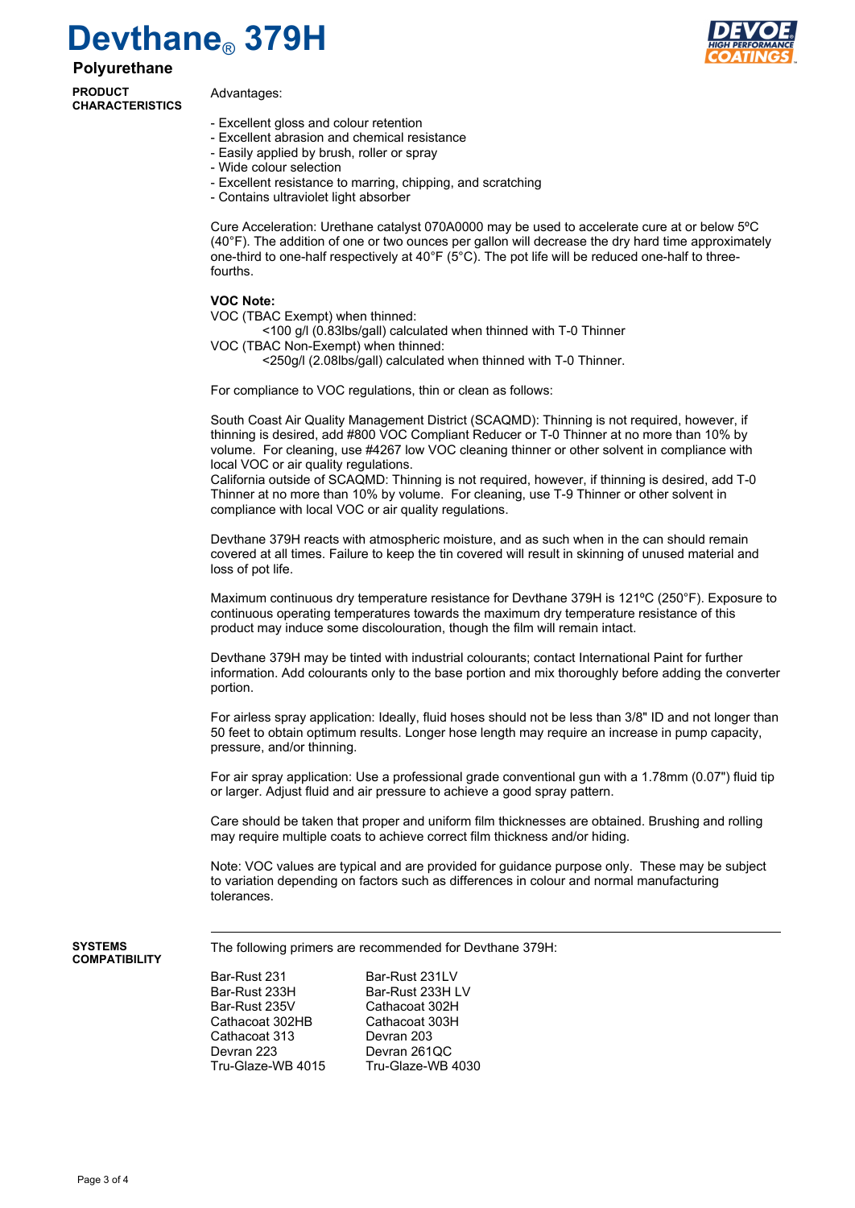# Devthane® 379H

## Polyurethane

**PRODUCT CHARACTERISTICS**

Advantages:

- Excellent gloss and colour retention
- Excellent abrasion and chemical resistance
- Easily applied by brush, roller or spray
- Wide colour selection
- Excellent resistance to marring, chipping, and scratching
- Contains ultraviolet light absorber

Cure Acceleration: Urethane catalyst 070A0000 may be used to accelerate cure at or below 5ºC (40°F). The addition of one or two ounces per gallon will decrease the dry hard time approximately one-third to one-half respectively at 40°F (5°C). The pot life will be reduced one-half to three-fourths.

**VOC Note:**

VOC (TBAC Exempt) when thinned:

<100 g/l (0.83lbs/gall) calculated when thinned with T-0 Thinner

VOC (TBAC Non-Exempt) when thinned:

<250g/l (2.08lbs/gall) calculated when thinned with T-0 Thinner.

For compliance to VOC regulations, thin or clean as follows:

South Coast Air Quality Management District (SCAQMD): Thinning is not required, however, if thinning is desired, add #800 VOC Compliant Reducer or T-0 Thinner at no more than 10% by volume. For cleaning, use #4267 low VOC cleaning thinner or other solvent in compliance with local VOC or air quality regulations.
California outside of SCAQMD: Thinning is not required, however, if thinning is desired, add T-0 Thinner at no more than 10% by volume. For cleaning, use T-9 Thinner or other solvent in compliance with local VOC or air quality regulations.

Devthane 379H reacts with atmospheric moisture, and as such when in the can should remain covered at all times. Failure to keep the tin covered will result in skinning of unused material and loss of pot life.

Maximum continuous dry temperature resistance for Devthane 379H is 121ºC (250°F). Exposure to continuous operating temperatures towards the maximum dry temperature resistance of this product may induce some discolouration, though the film will remain intact.

Devthane 379H may be tinted with industrial colourants; contact International Paint for further information. Add colourants only to the base portion and mix thoroughly before adding the converter portion.

For airless spray application: Ideally, fluid hoses should not be less than 3/8" ID and not longer than 50 feet to obtain optimum results. Longer hose length may require an increase in pump capacity, pressure, and/or thinning.

For air spray application: Use a professional grade conventional gun with a 1.78mm (0.07") fluid tip or larger. Adjust fluid and air pressure to achieve a good spray pattern.

Care should be taken that proper and uniform film thicknesses are obtained. Brushing and rolling may require multiple coats to achieve correct film thickness and/or hiding.

Note: VOC values are typical and are provided for guidance purpose only. These may be subject to variation depending on factors such as differences in colour and normal manufacturing tolerances.

**SYSTEMS COMPATIBILITY**

The following primers are recommended for Devthane 379H:

| | |
|---|---|
| Bar-Rust 231 | Bar-Rust 231LV |
| Bar-Rust 233H | Bar-Rust 233H LV |
| Bar-Rust 235V | Cathacoat 302H |
| Cathacoat 302HB | Cathacoat 303H |
| Cathacoat 313 | Devran 203 |
| Devran 223 | Devran 261QC |
| Tru-Glaze-WB 4015 | Tru-Glaze-WB 4030 |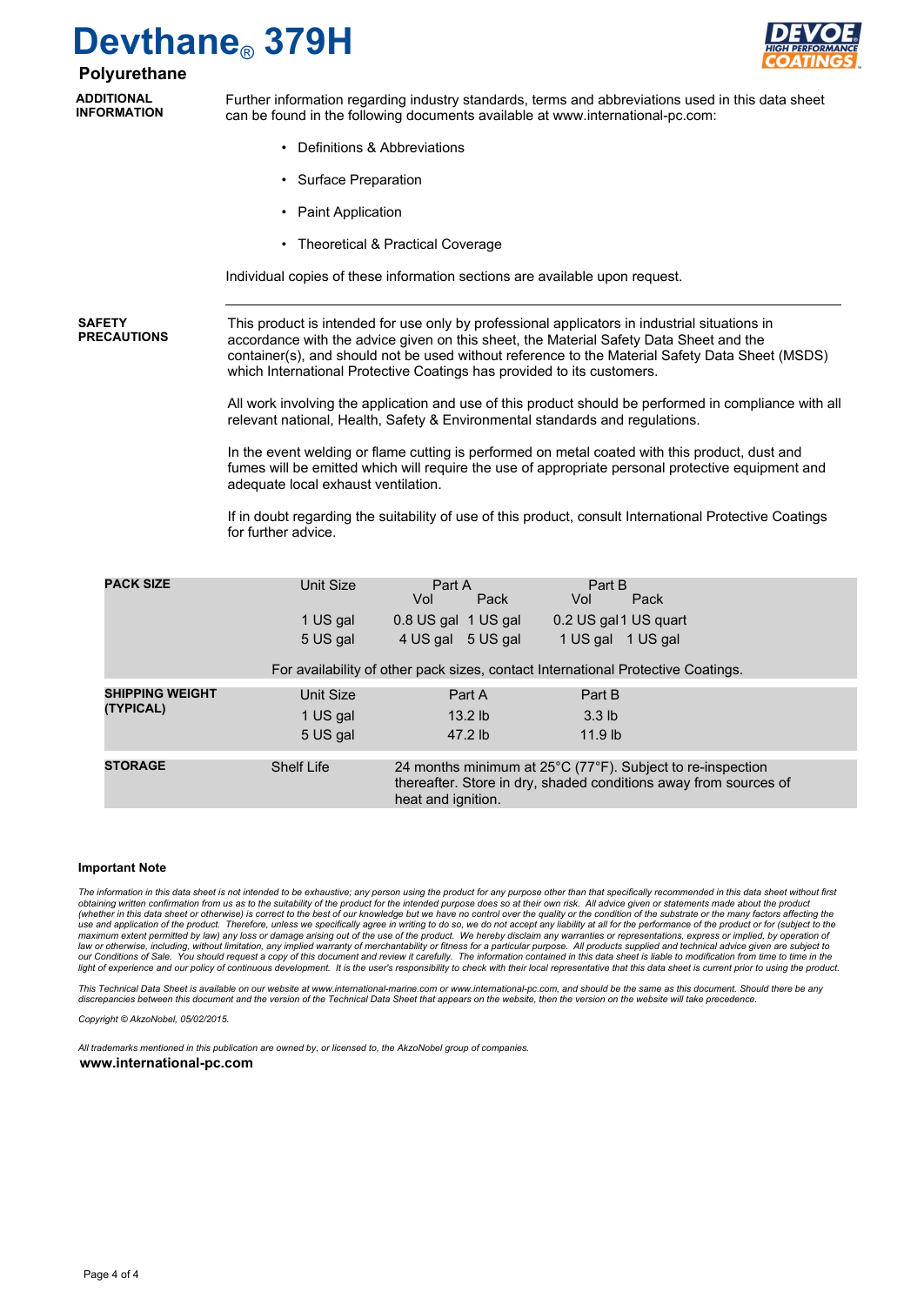# Devthane® 379H

## Polyurethane

**ADDITIONAL INFORMATION**

Further information regarding industry standards, terms and abbreviations used in this data sheet can be found in the following documents available at www.international-pc.com:

- Definitions & Abbreviations
- Surface Preparation
- Paint Application
- Theoretical & Practical Coverage

Individual copies of these information sections are available upon request.

**SAFETY PRECAUTIONS**

This product is intended for use only by professional applicators in industrial situations in accordance with the advice given on this sheet, the Material Safety Data Sheet and the container(s), and should not be used without reference to the Material Safety Data Sheet (MSDS) which International Protective Coatings has provided to its customers.

All work involving the application and use of this product should be performed in compliance with all relevant national, Health, Safety & Environmental standards and regulations.

In the event welding or flame cutting is performed on metal coated with this product, dust and fumes will be emitted which will require the use of appropriate personal protective equipment and adequate local exhaust ventilation.

If in doubt regarding the suitability of use of this product, consult International Protective Coatings for further advice.

**PACK SIZE**

| Unit Size | Part A | | Part B | |
|---|---|---|---|---|
| | Vol | Pack | Vol | Pack |
| 1 US gal | 0.8 US gal | 1 US gal | 0.2 US gal | 1 US quart |
| 5 US gal | 4 US gal | 5 US gal | 1 US gal | 1 US gal |

For availability of other pack sizes, contact International Protective Coatings.

**SHIPPING WEIGHT (TYPICAL)**

| Unit Size | Part A | Part B |
|---|---|---|
| 1 US gal | 13.2 lb | 3.3 lb |
| 5 US gal | 47.2 lb | 11.9 lb |

**STORAGE**

| | |
|---|---|
| Shelf Life | 24 months minimum at 25°C (77°F). Subject to re-inspection thereafter. Store in dry, shaded conditions away from sources of heat and ignition. |

**Important Note**

*The information in this data sheet is not intended to be exhaustive; any person using the product for any purpose other than that specifically recommended in this data sheet without first obtaining written confirmation from us as to the suitability of the product for the intended purpose does so at their own risk. All advice given or statements made about the product (whether in this data sheet or otherwise) is correct to the best of our knowledge but we have no control over the quality or the condition of the substrate or the many factors affecting the use and application of the product. Therefore, unless we specifically agree in writing to do so, we do not accept any liability at all for the performance of the product or for (subject to the maximum extent permitted by law) any loss or damage arising out of the use of the product. We hereby disclaim any warranties or representations, express or implied, by operation of law or otherwise, including, without limitation, any implied warranty of merchantability or fitness for a particular purpose. All products supplied and technical advice given are subject to our Conditions of Sale. You should request a copy of this document and review it carefully. The information contained in this data sheet is liable to modification from time to time in the light of experience and our policy of continuous development. It is the user's responsibility to check with their local representative that this data sheet is current prior to using the product.*

*This Technical Data Sheet is available on our website at www.international-marine.com or www.international-pc.com, and should be the same as this document. Should there be any discrepancies between this document and the version of the Technical Data Sheet that appears on the website, then the version on the website will take precedence.*

*Copyright © AkzoNobel, 05/02/2015.*

*All trademarks mentioned in this publication are owned by, or licensed to, the AkzoNobel group of companies.*

**www.international-pc.com**